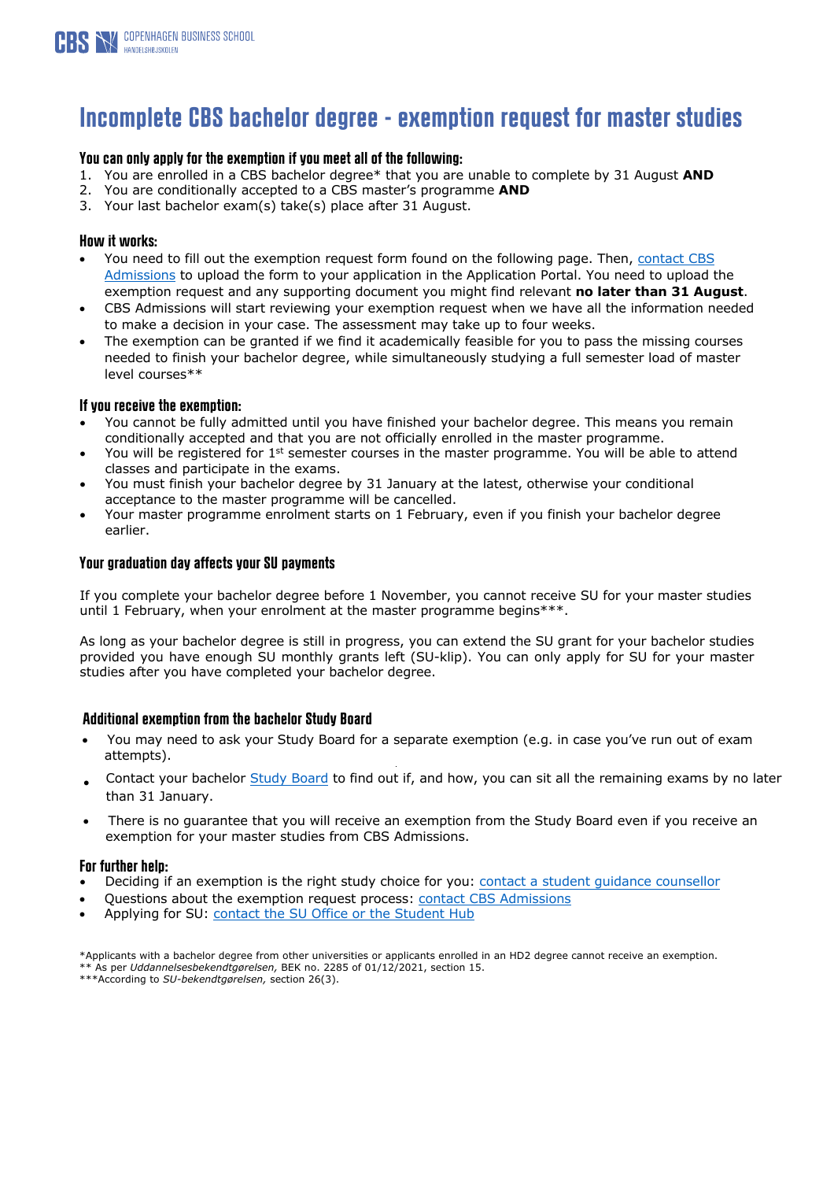# Incomplete CBS bachelor degree - exemption request for master studies

### You can only apply for the exemption if you meet all of the following:

1. You are enrolled in a CBS bachelor degree* that you are unable to complete by 31 August **AND**
2. You are conditionally accepted to a CBS master's programme **AND**
3. Your last bachelor exam(s) take(s) place after 31 August.

### How it works:

- You need to fill out the exemption request form found on the following page. Then, contact CBS Admissions to upload the form to your application in the Application Portal. You need to upload the exemption request and any supporting document you might find relevant **no later than 31 August**.
- CBS Admissions will start reviewing your exemption request when we have all the information needed to make a decision in your case. The assessment may take up to four weeks.
- The exemption can be granted if we find it academically feasible for you to pass the missing courses needed to finish your bachelor degree, while simultaneously studying a full semester load of master level courses**

### If you receive the exemption:

- You cannot be fully admitted until you have finished your bachelor degree. This means you remain conditionally accepted and that you are not officially enrolled in the master programme.
- You will be registered for 1st semester courses in the master programme. You will be able to attend classes and participate in the exams.
- You must finish your bachelor degree by 31 January at the latest, otherwise your conditional acceptance to the master programme will be cancelled.
- Your master programme enrolment starts on 1 February, even if you finish your bachelor degree earlier.

### Your graduation day affects your SU payments

If you complete your bachelor degree before 1 November, you cannot receive SU for your master studies until 1 February, when your enrolment at the master programme begins***.

As long as your bachelor degree is still in progress, you can extend the SU grant for your bachelor studies provided you have enough SU monthly grants left (SU-klip). You can only apply for SU for your master studies after you have completed your bachelor degree.

### Additional exemption from the bachelor Study Board

- You may need to ask your Study Board for a separate exemption (e.g. in case you've run out of exam attempts).
- Contact your bachelor Study Board to find out if, and how, you can sit all the remaining exams by no later than 31 January.
- There is no guarantee that you will receive an exemption from the Study Board even if you receive an exemption for your master studies from CBS Admissions.

### For further help:

- Deciding if an exemption is the right study choice for you: contact a student guidance counsellor
- Questions about the exemption request process: contact CBS Admissions
- Applying for SU: contact the SU Office or the Student Hub

*Applicants with a bachelor degree from other universities or applicants enrolled in an HD2 degree cannot receive an exemption.
** As per *Uddannelsesbekendtgørelsen*, BEK no. 2285 of 01/12/2021, section 15.
***According to *SU-bekendtgørelsen*, section 26(3).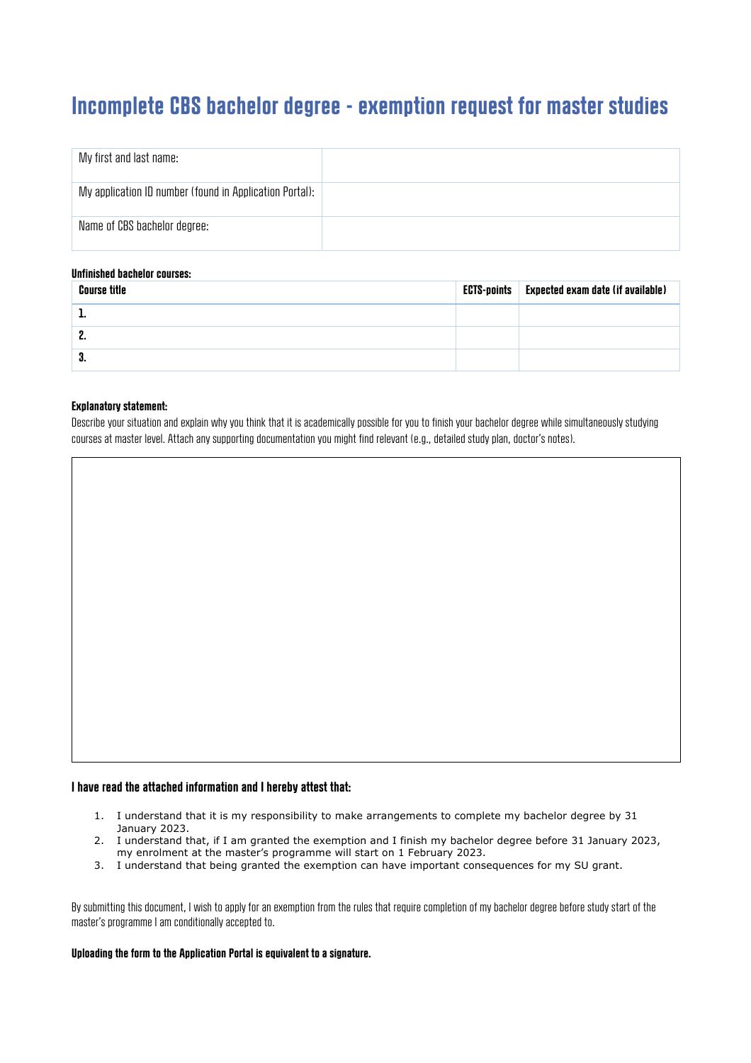# Incomplete CBS bachelor degree - exemption request for master studies

| | |
|---|---|
| My first and last name: | |
| My application ID number (found in Application Portal): | |
| Name of CBS bachelor degree: | |

**Unfinished bachelor courses:**

| Course title | ECTS-points | Expected exam date (if available) |
|---|---|---|
| 1. | | |
| 2. | | |
| 3. | | |

**Explanatory statement:**

Describe your situation and explain why you think that it is academically possible for you to finish your bachelor degree while simultaneously studying courses at master level. Attach any supporting documentation you might find relevant (e.g., detailed study plan, doctor's notes).

**I have read the attached information and I hereby attest that:**

1. I understand that it is my responsibility to make arrangements to complete my bachelor degree by 31 January 2023.
2. I understand that, if I am granted the exemption and I finish my bachelor degree before 31 January 2023, my enrolment at the master's programme will start on 1 February 2023.
3. I understand that being granted the exemption can have important consequences for my SU grant.

By submitting this document, I wish to apply for an exemption from the rules that require completion of my bachelor degree before study start of the master's programme I am conditionally accepted to.

**Uploading the form to the Application Portal is equivalent to a signature.**